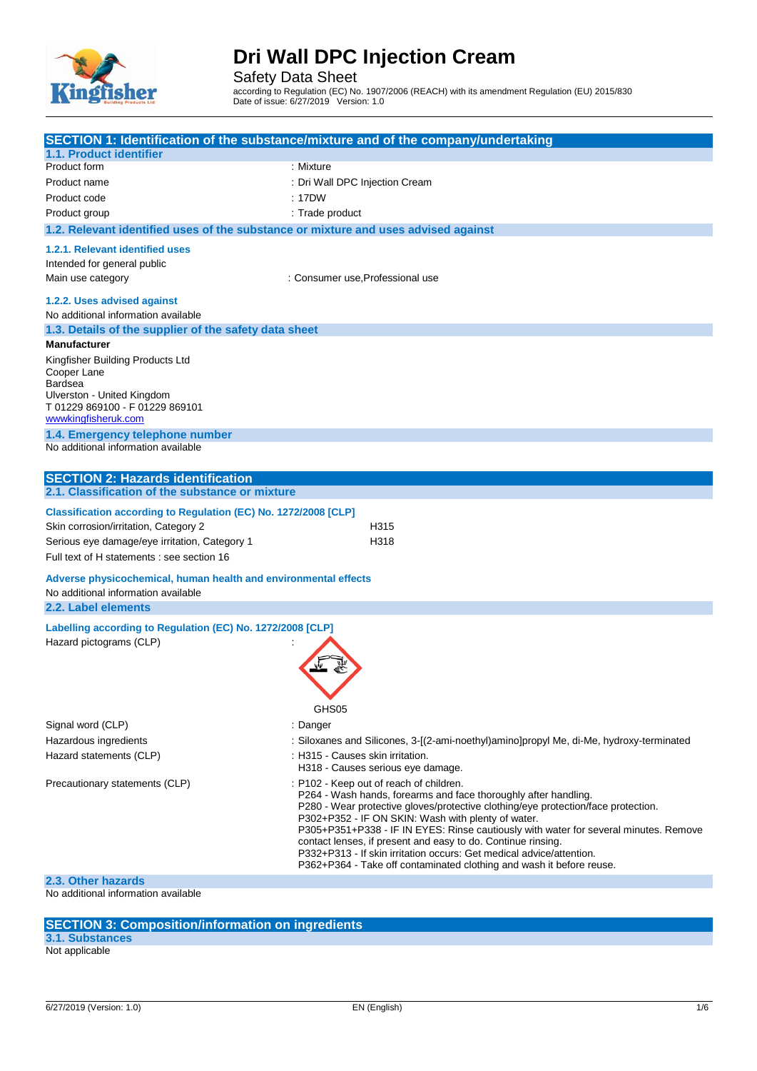# Dri Wall DPC Injection Cream

Safety Data Sheet

according to Regulation (EC) No. 1907/2006 (REACH) with its amendment Regulation (EU) 2015/830
Date of issue: 6/27/2019 Version: 1.0

## SECTION 1: Identification of the substance/mixture and of the company/undertaking

### 1.1. Product identifier

| | |
|---|---|
| Product form | : Mixture |
| Product name | : Dri Wall DPC Injection Cream |
| Product code | : 17DW |
| Product group | : Trade product |

### 1.2. Relevant identified uses of the substance or mixture and uses advised against

#### 1.2.1. Relevant identified uses

Intended for general public

| | |
|---|---|
| Main use category | : Consumer use,Professional use |

#### 1.2.2. Uses advised against

No additional information available

### 1.3. Details of the supplier of the safety data sheet

**Manufacturer**

Kingfisher Building Products Ltd
Cooper Lane
Bardsea
Ulverston - United Kingdom
T 01229 869100 - F 01229 869101
wwwkingfisheruk.com

### 1.4. Emergency telephone number

No additional information available

## SECTION 2: Hazards identification

### 2.1. Classification of the substance or mixture

**Classification according to Regulation (EC) No. 1272/2008 [CLP]**

| | |
|---|---|
| Skin corrosion/irritation, Category 2 | H315 |
| Serious eye damage/eye irritation, Category 1 | H318 |

Full text of H statements : see section 16

**Adverse physicochemical, human health and environmental effects**

No additional information available

### 2.2. Label elements

**Labelling according to Regulation (EC) No. 1272/2008 [CLP]**

Hazard pictograms (CLP) :

GHS05

| | |
|---|---|
| Signal word (CLP) | : Danger |
| Hazardous ingredients | : Siloxanes and Silicones, 3-[(2-ami-noethyl)amino]propyl Me, di-Me, hydroxy-terminated |
| Hazard statements (CLP) | : H315 - Causes skin irritation.<br>H318 - Causes serious eye damage. |
| Precautionary statements (CLP) | : P102 - Keep out of reach of children.<br>P264 - Wash hands, forearms and face thoroughly after handling.<br>P280 - Wear protective gloves/protective clothing/eye protection/face protection.<br>P302+P352 - IF ON SKIN: Wash with plenty of water.<br>P305+P351+P338 - IF IN EYES: Rinse cautiously with water for several minutes. Remove contact lenses, if present and easy to do. Continue rinsing.<br>P332+P313 - If skin irritation occurs: Get medical advice/attention.<br>P362+P364 - Take off contaminated clothing and wash it before reuse. |

### 2.3. Other hazards

No additional information available

## SECTION 3: Composition/information on ingredients

### 3.1. Substances

Not applicable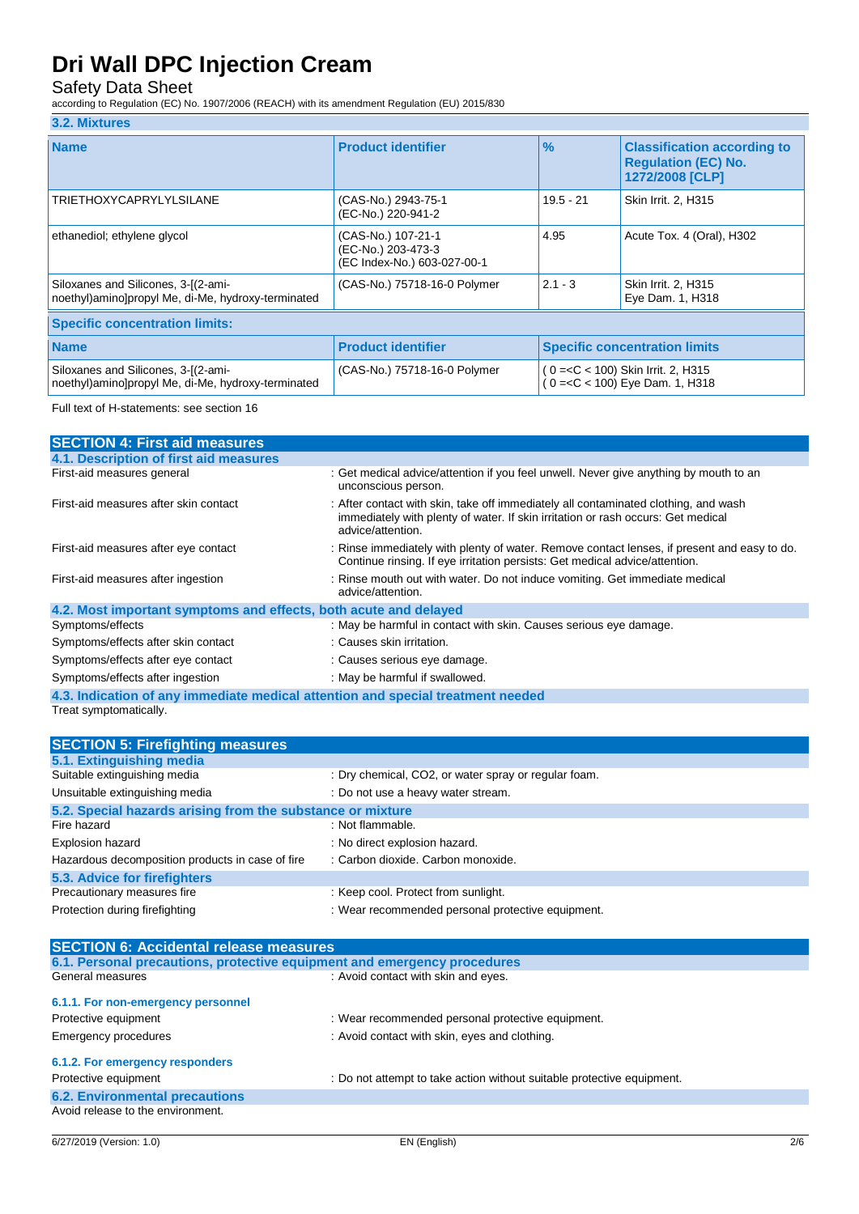### 3.2. Mixtures

| Name | Product identifier | % | Classification according to Regulation (EC) No. 1272/2008 [CLP] |
|---|---|---|---|
| TRIETHOXYCAPRYLYLSILANE | (CAS-No.) 2943-75-1<br>(EC-No.) 220-941-2 | 19.5 - 21 | Skin Irrit. 2, H315 |
| ethanediol; ethylene glycol | (CAS-No.) 107-21-1<br>(EC-No.) 203-473-3<br>(EC Index-No.) 603-027-00-1 | 4.95 | Acute Tox. 4 (Oral), H302 |
| Siloxanes and Silicones, 3-[(2-aminoethyl)amino]propyl Me, di-Me, hydroxy-terminated | (CAS-No.) 75718-16-0 Polymer | 2.1 - 3 | Skin Irrit. 2, H315<br>Eye Dam. 1, H318 |

**Specific concentration limits:**

| Name | Product identifier | Specific concentration limits |
|---|---|---|
| Siloxanes and Silicones, 3-[(2-aminoethyl)amino]propyl Me, di-Me, hydroxy-terminated | (CAS-No.) 75718-16-0 Polymer | ( 0 =<C < 100) Skin Irrit. 2, H315<br>( 0 =<C < 100) Eye Dam. 1, H318 |

Full text of H-statements: see section 16

## SECTION 4: First aid measures

### 4.1. Description of first aid measures

| | |
|---|---|
| First-aid measures general | : Get medical advice/attention if you feel unwell. Never give anything by mouth to an unconscious person. |
| First-aid measures after skin contact | : After contact with skin, take off immediately all contaminated clothing, and wash immediately with plenty of water. If skin irritation or rash occurs: Get medical advice/attention. |
| First-aid measures after eye contact | : Rinse immediately with plenty of water. Remove contact lenses, if present and easy to do. Continue rinsing. If eye irritation persists: Get medical advice/attention. |
| First-aid measures after ingestion | : Rinse mouth out with water. Do not induce vomiting. Get immediate medical advice/attention. |

### 4.2. Most important symptoms and effects, both acute and delayed

| | |
|---|---|
| Symptoms/effects | : May be harmful in contact with skin. Causes serious eye damage. |
| Symptoms/effects after skin contact | : Causes skin irritation. |
| Symptoms/effects after eye contact | : Causes serious eye damage. |
| Symptoms/effects after ingestion | : May be harmful if swallowed. |

### 4.3. Indication of any immediate medical attention and special treatment needed

Treat symptomatically.

## SECTION 5: Firefighting measures

### 5.1. Extinguishing media

| | |
|---|---|
| Suitable extinguishing media | : Dry chemical, CO2, or water spray or regular foam. |
| Unsuitable extinguishing media | : Do not use a heavy water stream. |

### 5.2. Special hazards arising from the substance or mixture

| | |
|---|---|
| Fire hazard | : Not flammable. |
| Explosion hazard | : No direct explosion hazard. |
| Hazardous decomposition products in case of fire | : Carbon dioxide. Carbon monoxide. |

### 5.3. Advice for firefighters

| | |
|---|---|
| Precautionary measures fire | : Keep cool. Protect from sunlight. |
| Protection during firefighting | : Wear recommended personal protective equipment. |

## SECTION 6: Accidental release measures

### 6.1. Personal precautions, protective equipment and emergency procedures

General measures : Avoid contact with skin and eyes.

#### 6.1.1. For non-emergency personnel

| | |
|---|---|
| Protective equipment | : Wear recommended personal protective equipment. |
| Emergency procedures | : Avoid contact with skin, eyes and clothing. |

#### 6.1.2. For emergency responders

Protective equipment : Do not attempt to take action without suitable protective equipment.

### 6.2. Environmental precautions

Avoid release to the environment.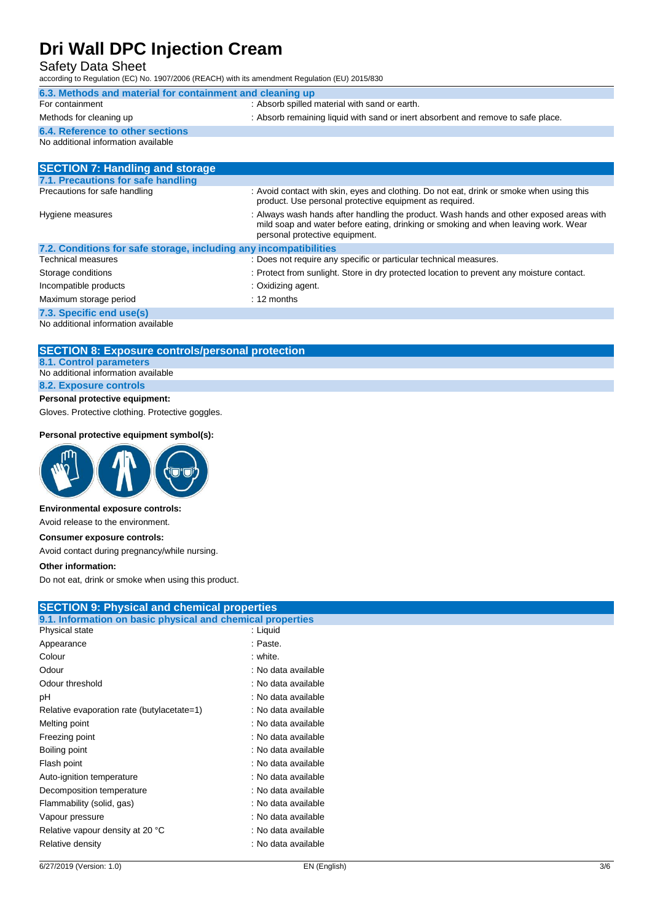### 6.3. Methods and material for containment and cleaning up

| | |
|---|---|
| For containment | : Absorb spilled material with sand or earth. |
| Methods for cleaning up | : Absorb remaining liquid with sand or inert absorbent and remove to safe place. |

### 6.4. Reference to other sections

No additional information available

## SECTION 7: Handling and storage

### 7.1. Precautions for safe handling

| | |
|---|---|
| Precautions for safe handling | : Avoid contact with skin, eyes and clothing. Do not eat, drink or smoke when using this product. Use personal protective equipment as required. |
| Hygiene measures | : Always wash hands after handling the product. Wash hands and other exposed areas with mild soap and water before eating, drinking or smoking and when leaving work. Wear personal protective equipment. |

### 7.2. Conditions for safe storage, including any incompatibilities

| | |
|---|---|
| Technical measures | : Does not require any specific or particular technical measures. |
| Storage conditions | : Protect from sunlight. Store in dry protected location to prevent any moisture contact. |
| Incompatible products | : Oxidizing agent. |
| Maximum storage period | : 12 months |

### 7.3. Specific end use(s)

No additional information available

## SECTION 8: Exposure controls/personal protection

### 8.1. Control parameters

No additional information available

### 8.2. Exposure controls

**Personal protective equipment:**

Gloves. Protective clothing. Protective goggles.

**Personal protective equipment symbol(s):**

**Environmental exposure controls:**

Avoid release to the environment.

**Consumer exposure controls:**

Avoid contact during pregnancy/while nursing.

**Other information:**

Do not eat, drink or smoke when using this product.

## SECTION 9: Physical and chemical properties

### 9.1. Information on basic physical and chemical properties

| | |
|---|---|
| Physical state | : Liquid |
| Appearance | : Paste. |
| Colour | : white. |
| Odour | : No data available |
| Odour threshold | : No data available |
| pH | : No data available |
| Relative evaporation rate (butylacetate=1) | : No data available |
| Melting point | : No data available |
| Freezing point | : No data available |
| Boiling point | : No data available |
| Flash point | : No data available |
| Auto-ignition temperature | : No data available |
| Decomposition temperature | : No data available |
| Flammability (solid, gas) | : No data available |
| Vapour pressure | : No data available |
| Relative vapour density at 20 °C | : No data available |
| Relative density | : No data available |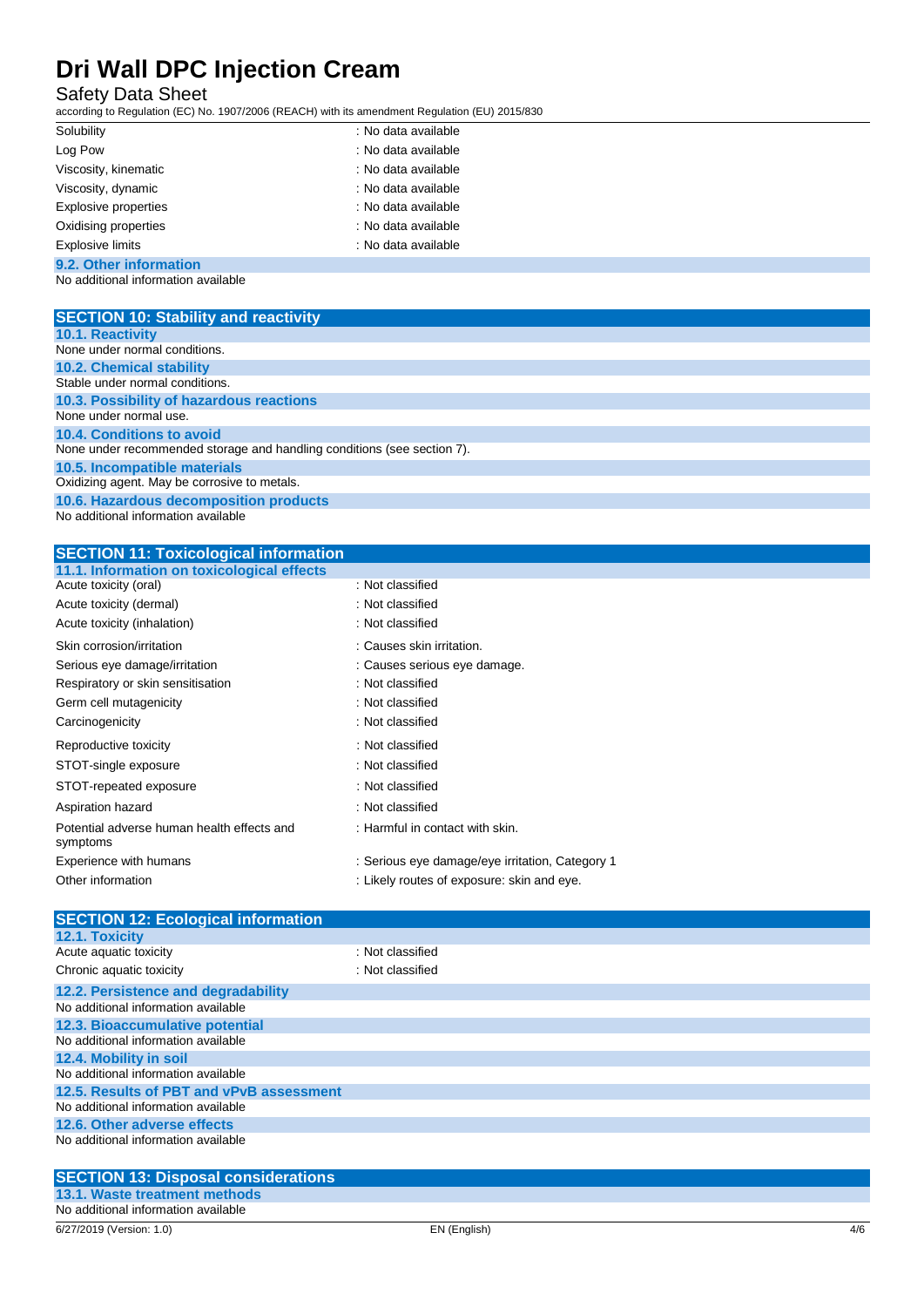| | |
|---|---|
| Solubility | : No data available |
| Log Pow | : No data available |
| Viscosity, kinematic | : No data available |
| Viscosity, dynamic | : No data available |
| Explosive properties | : No data available |
| Oxidising properties | : No data available |
| Explosive limits | : No data available |

### 9.2. Other information

No additional information available

## SECTION 10: Stability and reactivity

### 10.1. Reactivity

None under normal conditions.

### 10.2. Chemical stability

Stable under normal conditions.

### 10.3. Possibility of hazardous reactions

None under normal use.

### 10.4. Conditions to avoid

None under recommended storage and handling conditions (see section 7).

### 10.5. Incompatible materials

Oxidizing agent. May be corrosive to metals.

### 10.6. Hazardous decomposition products

No additional information available

## SECTION 11: Toxicological information

### 11.1. Information on toxicological effects

| | |
|---|---|
| Acute toxicity (oral) | : Not classified |
| Acute toxicity (dermal) | : Not classified |
| Acute toxicity (inhalation) | : Not classified |
| Skin corrosion/irritation | : Causes skin irritation. |
| Serious eye damage/irritation | : Causes serious eye damage. |
| Respiratory or skin sensitisation | : Not classified |
| Germ cell mutagenicity | : Not classified |
| Carcinogenicity | : Not classified |
| Reproductive toxicity | : Not classified |
| STOT-single exposure | : Not classified |
| STOT-repeated exposure | : Not classified |
| Aspiration hazard | : Not classified |
| Potential adverse human health effects and symptoms | : Harmful in contact with skin. |
| Experience with humans | : Serious eye damage/eye irritation, Category 1 |
| Other information | : Likely routes of exposure: skin and eye. |

## SECTION 12: Ecological information

### 12.1. Toxicity

| | |
|---|---|
| Acute aquatic toxicity | : Not classified |
| Chronic aquatic toxicity | : Not classified |

### 12.2. Persistence and degradability

No additional information available

### 12.3. Bioaccumulative potential

No additional information available

### 12.4. Mobility in soil

No additional information available

### 12.5. Results of PBT and vPvB assessment

No additional information available

### 12.6. Other adverse effects

No additional information available

## SECTION 13: Disposal considerations

### 13.1. Waste treatment methods

No additional information available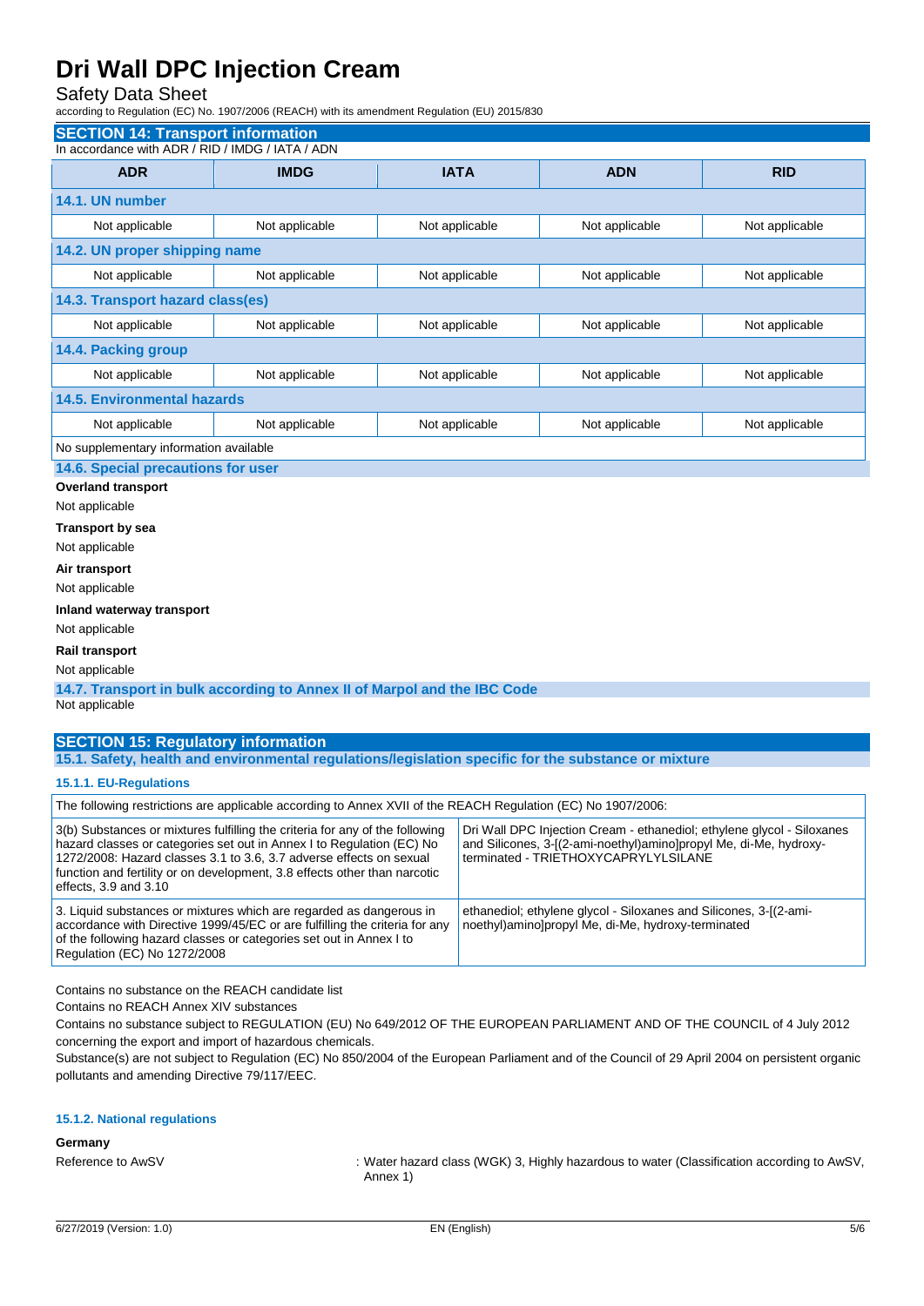## SECTION 14: Transport information

In accordance with ADR / RID / IMDG / IATA / ADN

| ADR | IMDG | IATA | ADN | RID |
|---|---|---|---|---|
| **14.1. UN number** | | | | |
| Not applicable | Not applicable | Not applicable | Not applicable | Not applicable |
| **14.2. UN proper shipping name** | | | | |
| Not applicable | Not applicable | Not applicable | Not applicable | Not applicable |
| **14.3. Transport hazard class(es)** | | | | |
| Not applicable | Not applicable | Not applicable | Not applicable | Not applicable |
| **14.4. Packing group** | | | | |
| Not applicable | Not applicable | Not applicable | Not applicable | Not applicable |
| **14.5. Environmental hazards** | | | | |
| Not applicable | Not applicable | Not applicable | Not applicable | Not applicable |
| No supplementary information available | | | | |

### 14.6. Special precautions for user

**Overland transport**

Not applicable

**Transport by sea**

Not applicable

**Air transport**

Not applicable

**Inland waterway transport**

Not applicable

**Rail transport**

Not applicable

### 14.7. Transport in bulk according to Annex II of Marpol and the IBC Code

Not applicable

## SECTION 15: Regulatory information

### 15.1. Safety, health and environmental regulations/legislation specific for the substance or mixture

#### 15.1.1. EU-Regulations

| The following restrictions are applicable according to Annex XVII of the REACH Regulation (EC) No 1907/2006: | |
|---|---|
| 3(b) Substances or mixtures fulfilling the criteria for any of the following hazard classes or categories set out in Annex I to Regulation (EC) No 1272/2008: Hazard classes 3.1 to 3.6, 3.7 adverse effects on sexual function and fertility or on development, 3.8 effects other than narcotic effects, 3.9 and 3.10 | Dri Wall DPC Injection Cream - ethanediol; ethylene glycol - Siloxanes and Silicones, 3-[(2-ami-noethyl)amino]propyl Me, di-Me, hydroxy-terminated - TRIETHOXYCAPRYLYLSILANE |
| 3. Liquid substances or mixtures which are regarded as dangerous in accordance with Directive 1999/45/EC or are fulfilling the criteria for any of the following hazard classes or categories set out in Annex I to Regulation (EC) No 1272/2008 | ethanediol; ethylene glycol - Siloxanes and Silicones, 3-[(2-ami-noethyl)amino]propyl Me, di-Me, hydroxy-terminated |

Contains no substance on the REACH candidate list

Contains no REACH Annex XIV substances

Contains no substance subject to REGULATION (EU) No 649/2012 OF THE EUROPEAN PARLIAMENT AND OF THE COUNCIL of 4 July 2012 concerning the export and import of hazardous chemicals.

Substance(s) are not subject to Regulation (EC) No 850/2004 of the European Parliament and of the Council of 29 April 2004 on persistent organic pollutants and amending Directive 79/117/EEC.

#### 15.1.2. National regulations

**Germany**

Reference to AwSV : Water hazard class (WGK) 3, Highly hazardous to water (Classification according to AwSV, Annex 1)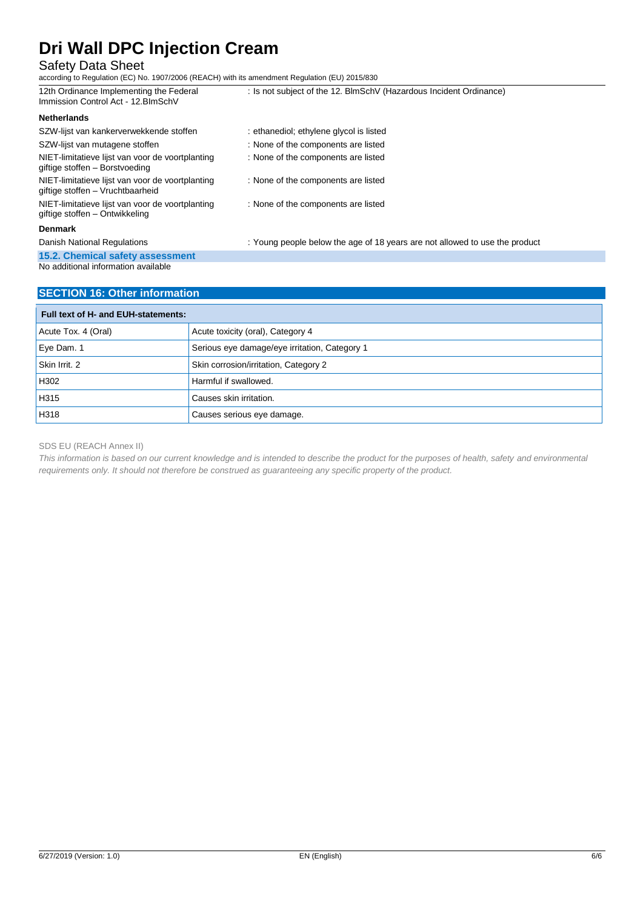| | |
|---|---|
| 12th Ordinance Implementing the Federal Immission Control Act - 12.BImSchV | : Is not subject of the 12. BlmSchV (Hazardous Incident Ordinance) |

**Netherlands**

| | |
|---|---|
| SZW-lijst van kankerverwekkende stoffen | : ethanediol; ethylene glycol is listed |
| SZW-lijst van mutagene stoffen | : None of the components are listed |
| NIET-limitatieve lijst van voor de voortplanting giftige stoffen – Borstvoeding | : None of the components are listed |
| NIET-limitatieve lijst van voor de voortplanting giftige stoffen – Vruchtbaarheid | : None of the components are listed |
| NIET-limitatieve lijst van voor de voortplanting giftige stoffen – Ontwikkeling | : None of the components are listed |

**Denmark**

| | |
|---|---|
| Danish National Regulations | : Young people below the age of 18 years are not allowed to use the product |

### 15.2. Chemical safety assessment

No additional information available

## SECTION 16: Other information

| Full text of H- and EUH-statements: | |
|---|---|
| Acute Tox. 4 (Oral) | Acute toxicity (oral), Category 4 |
| Eye Dam. 1 | Serious eye damage/eye irritation, Category 1 |
| Skin Irrit. 2 | Skin corrosion/irritation, Category 2 |
| H302 | Harmful if swallowed. |
| H315 | Causes skin irritation. |
| H318 | Causes serious eye damage. |

SDS EU (REACH Annex II)

*This information is based on our current knowledge and is intended to describe the product for the purposes of health, safety and environmental requirements only. It should not therefore be construed as guaranteeing any specific property of the product.*